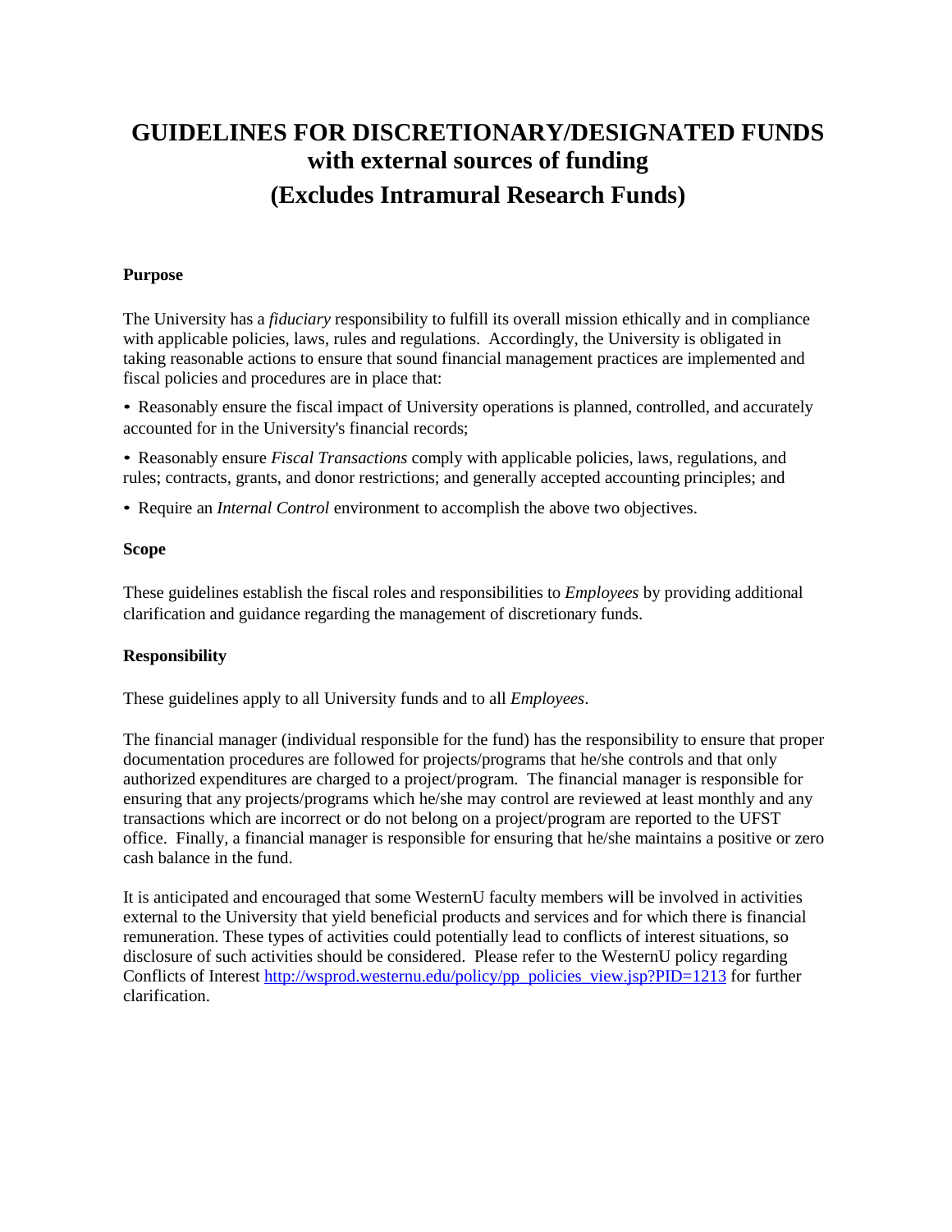# GUIDELINES FOR DISCRETIONARY/DESIGNATED FUNDS with external sources of funding (Excludes Intramural Research Funds)

**Purpose**

The University has a *fiduciary* responsibility to fulfill its overall mission ethically and in compliance with applicable policies, laws, rules and regulations. Accordingly, the University is obligated in taking reasonable actions to ensure that sound financial management practices are implemented and fiscal policies and procedures are in place that:

- Reasonably ensure the fiscal impact of University operations is planned, controlled, and accurately accounted for in the University's financial records;
- Reasonably ensure *Fiscal Transactions* comply with applicable policies, laws, regulations, and rules; contracts, grants, and donor restrictions; and generally accepted accounting principles; and
- Require an *Internal Control* environment to accomplish the above two objectives.

**Scope**

These guidelines establish the fiscal roles and responsibilities to *Employees* by providing additional clarification and guidance regarding the management of discretionary funds.

**Responsibility**

These guidelines apply to all University funds and to all *Employees*.

The financial manager (individual responsible for the fund) has the responsibility to ensure that proper documentation procedures are followed for projects/programs that he/she controls and that only authorized expenditures are charged to a project/program. The financial manager is responsible for ensuring that any projects/programs which he/she may control are reviewed at least monthly and any transactions which are incorrect or do not belong on a project/program are reported to the UFST office. Finally, a financial manager is responsible for ensuring that he/she maintains a positive or zero cash balance in the fund.

It is anticipated and encouraged that some WesternU faculty members will be involved in activities external to the University that yield beneficial products and services and for which there is financial remuneration. These types of activities could potentially lead to conflicts of interest situations, so disclosure of such activities should be considered. Please refer to the WesternU policy regarding Conflicts of Interest http://wsprod.westernu.edu/policy/pp_policies_view.jsp?PID=1213 for further clarification.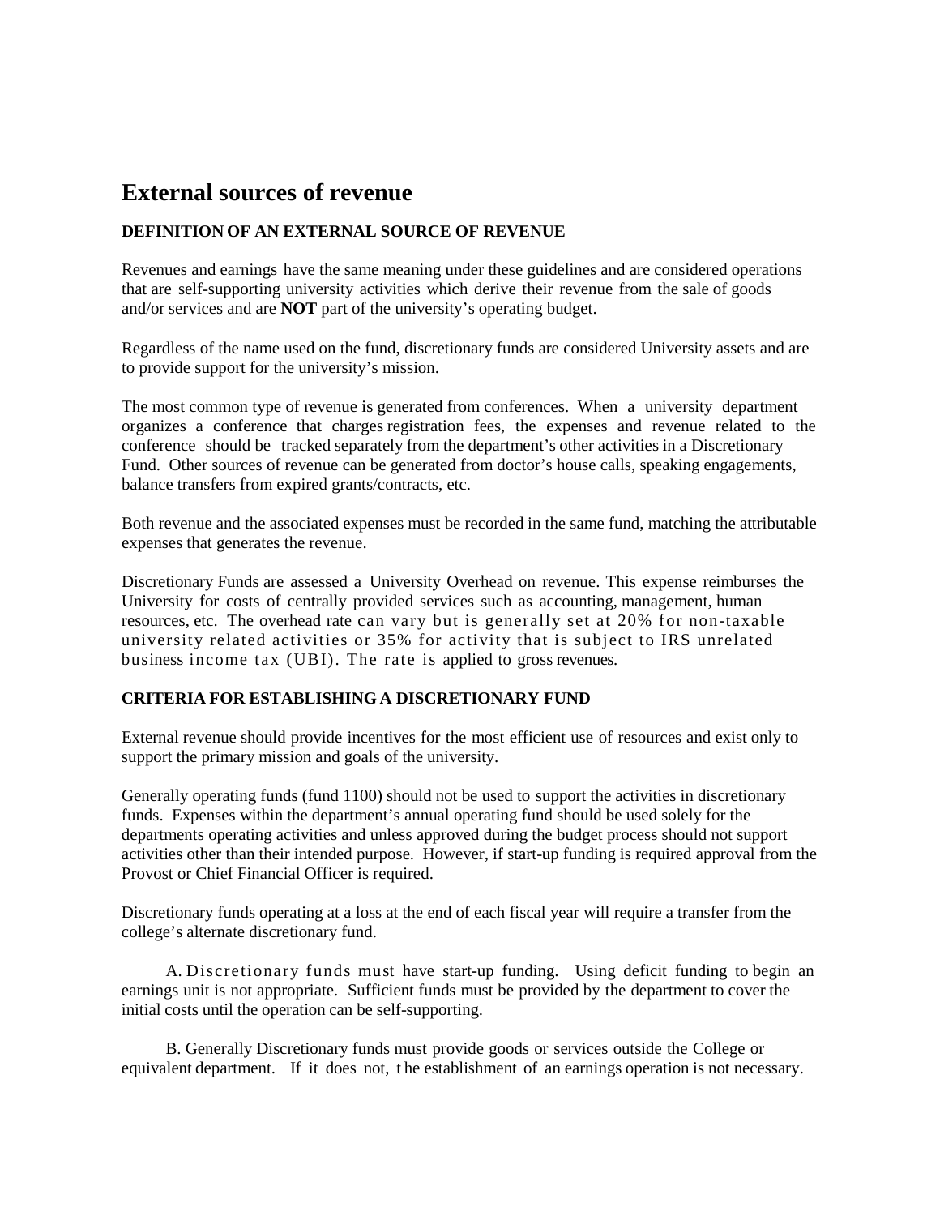# External sources of revenue

**DEFINITION OF AN EXTERNAL SOURCE OF REVENUE**

Revenues and earnings have the same meaning under these guidelines and are considered operations that are self-supporting university activities which derive their revenue from the sale of goods and/or services and are **NOT** part of the university's operating budget.

Regardless of the name used on the fund, discretionary funds are considered University assets and are to provide support for the university's mission.

The most common type of revenue is generated from conferences. When a university department organizes a conference that charges registration fees, the expenses and revenue related to the conference should be tracked separately from the department's other activities in a Discretionary Fund. Other sources of revenue can be generated from doctor's house calls, speaking engagements, balance transfers from expired grants/contracts, etc.

Both revenue and the associated expenses must be recorded in the same fund, matching the attributable expenses that generates the revenue.

Discretionary Funds are assessed a University Overhead on revenue. This expense reimburses the University for costs of centrally provided services such as accounting, management, human resources, etc. The overhead rate can vary but is generally set at 20% for non-taxable university related activities or 35% for activity that is subject to IRS unrelated business income tax (UBI). The rate is applied to gross revenues.

**CRITERIA FOR ESTABLISHING A DISCRETIONARY FUND**

External revenue should provide incentives for the most efficient use of resources and exist only to support the primary mission and goals of the university.

Generally operating funds (fund 1100) should not be used to support the activities in discretionary funds. Expenses within the department's annual operating fund should be used solely for the departments operating activities and unless approved during the budget process should not support activities other than their intended purpose. However, if start-up funding is required approval from the Provost or Chief Financial Officer is required.

Discretionary funds operating at a loss at the end of each fiscal year will require a transfer from the college's alternate discretionary fund.

A. Discretionary funds must have start-up funding. Using deficit funding to begin an earnings unit is not appropriate. Sufficient funds must be provided by the department to cover the initial costs until the operation can be self-supporting.

B. Generally Discretionary funds must provide goods or services outside the College or equivalent department. If it does not, the establishment of an earnings operation is not necessary.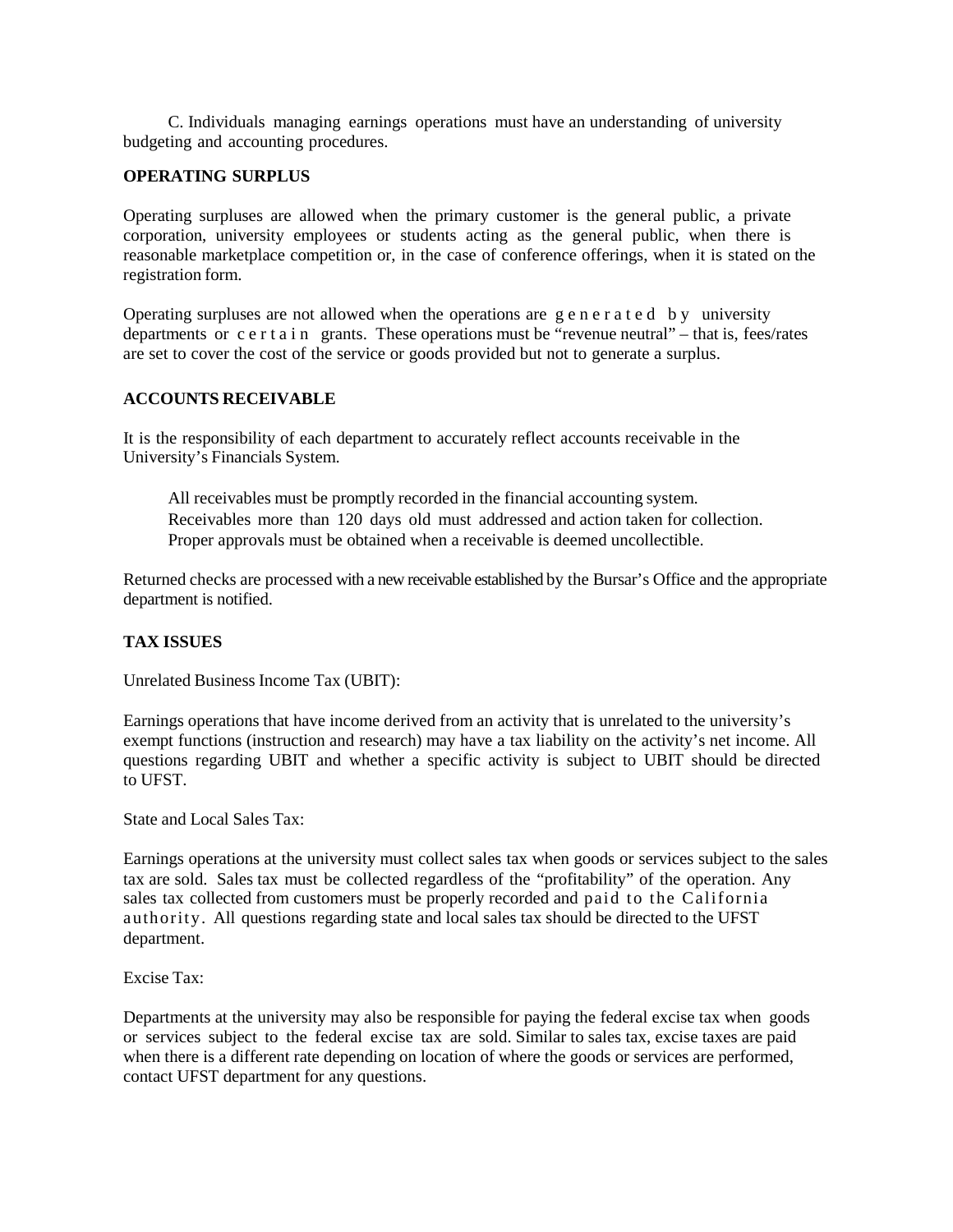C. Individuals managing earnings operations must have an understanding of university budgeting and accounting procedures.

**OPERATING SURPLUS**

Operating surpluses are allowed when the primary customer is the general public, a private corporation, university employees or students acting as the general public, when there is reasonable marketplace competition or, in the case of conference offerings, when it is stated on the registration form.

Operating surpluses are not allowed when the operations are generated by university departments or certain grants. These operations must be "revenue neutral" – that is, fees/rates are set to cover the cost of the service or goods provided but not to generate a surplus.

**ACCOUNTS RECEIVABLE**

It is the responsibility of each department to accurately reflect accounts receivable in the University's Financials System.

All receivables must be promptly recorded in the financial accounting system.
Receivables more than 120 days old must addressed and action taken for collection.
Proper approvals must be obtained when a receivable is deemed uncollectible.

Returned checks are processed with a new receivable established by the Bursar's Office and the appropriate department is notified.

**TAX ISSUES**

Unrelated Business Income Tax (UBIT):

Earnings operations that have income derived from an activity that is unrelated to the university's exempt functions (instruction and research) may have a tax liability on the activity's net income. All questions regarding UBIT and whether a specific activity is subject to UBIT should be directed to UFST.

State and Local Sales Tax:

Earnings operations at the university must collect sales tax when goods or services subject to the sales tax are sold. Sales tax must be collected regardless of the "profitability" of the operation. Any sales tax collected from customers must be properly recorded and paid to the California authority. All questions regarding state and local sales tax should be directed to the UFST department.

Excise Tax:

Departments at the university may also be responsible for paying the federal excise tax when goods or services subject to the federal excise tax are sold. Similar to sales tax, excise taxes are paid when there is a different rate depending on location of where the goods or services are performed, contact UFST department for any questions.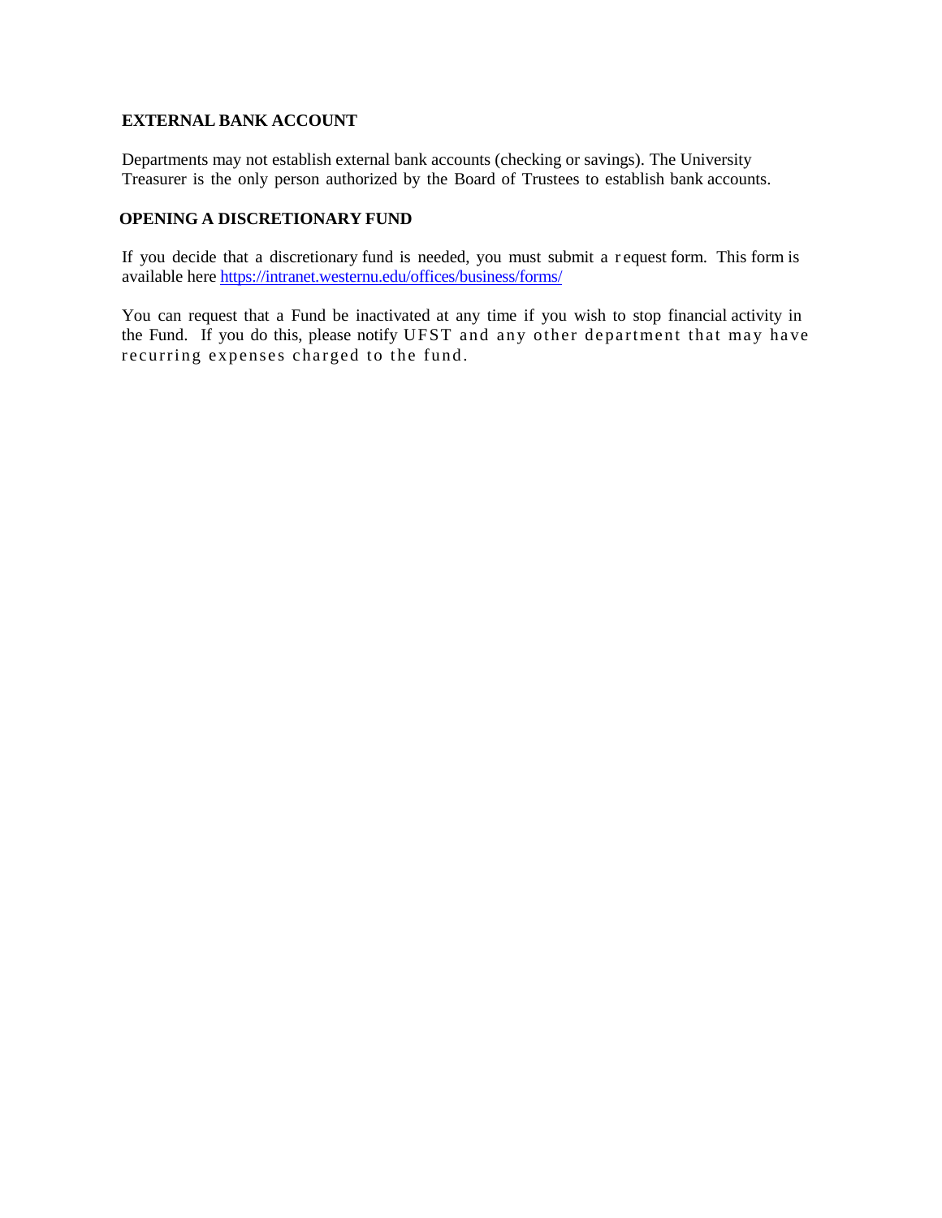**EXTERNAL BANK ACCOUNT**

Departments may not establish external bank accounts (checking or savings). The University Treasurer is the only person authorized by the Board of Trustees to establish bank accounts.

**OPENING A DISCRETIONARY FUND**

If you decide that a discretionary fund is needed, you must submit a request form. This form is available here https://intranet.westernu.edu/offices/business/forms/

You can request that a Fund be inactivated at any time if you wish to stop financial activity in the Fund. If you do this, please notify UFST and any other department that may have recurring expenses charged to the fund.